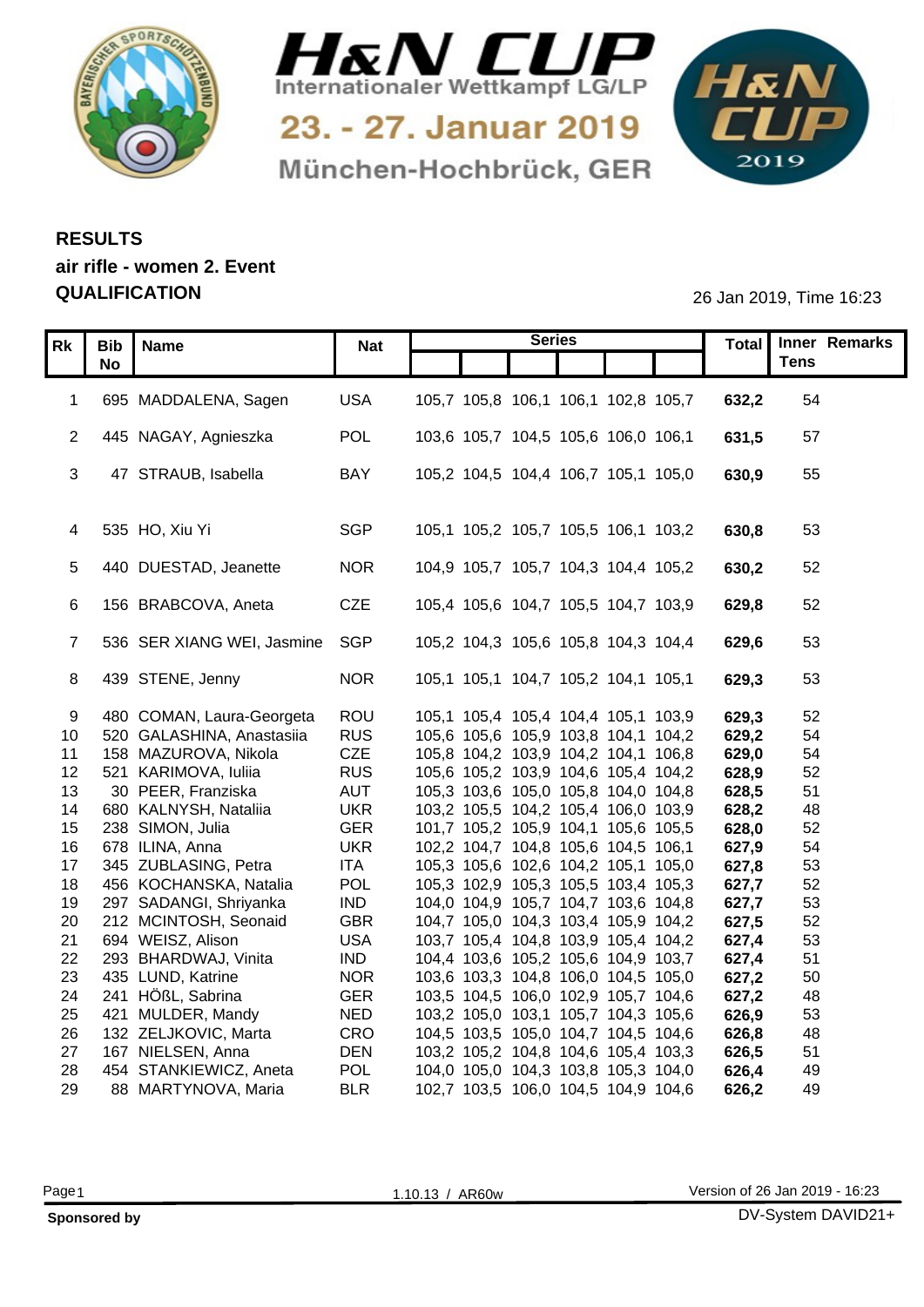# H&N CUP

Internationaler Wettkampf LG/LP

23. - 27. Januar 2019

München-Hochbrück, GER

## RESULTS
## air rifle - women 2. Event
## QUALIFICATION

26 Jan 2019, Time 16:23

| Rk | Bib No | Name | Nat | Series | | | | | | Total | Inner Tens | Remarks |
|---|---|---|---|---|---|---|---|---|---|---|---|---|
| 1 | 695 | MADDALENA, Sagen | USA | 105,7 | 105,8 | 106,1 | 106,1 | 102,8 | 105,7 | **632,2** | 54 | |
| 2 | 445 | NAGAY, Agnieszka | POL | 103,6 | 105,7 | 104,5 | 105,6 | 106,0 | 106,1 | **631,5** | 57 | |
| 3 | 47 | STRAUB, Isabella | BAY | 105,2 | 104,5 | 104,4 | 106,7 | 105,1 | 105,0 | **630,9** | 55 | |
| 4 | 535 | HO, Xiu Yi | SGP | 105,1 | 105,2 | 105,7 | 105,5 | 106,1 | 103,2 | **630,8** | 53 | |
| 5 | 440 | DUESTAD, Jeanette | NOR | 104,9 | 105,7 | 105,7 | 104,3 | 104,4 | 105,2 | **630,2** | 52 | |
| 6 | 156 | BRABCOVA, Aneta | CZE | 105,4 | 105,6 | 104,7 | 105,5 | 104,7 | 103,9 | **629,8** | 52 | |
| 7 | 536 | SER XIANG WEI, Jasmine | SGP | 105,2 | 104,3 | 105,6 | 105,8 | 104,3 | 104,4 | **629,6** | 53 | |
| 8 | 439 | STENE, Jenny | NOR | 105,1 | 105,1 | 104,7 | 105,2 | 104,1 | 105,1 | **629,3** | 53 | |
| 9 | 480 | COMAN, Laura-Georgeta | ROU | 105,1 | 105,4 | 105,4 | 104,4 | 105,1 | 103,9 | **629,3** | 52 | |
| 10 | 520 | GALASHINA, Anastasiia | RUS | 105,6 | 105,6 | 105,9 | 103,8 | 104,1 | 104,2 | **629,2** | 54 | |
| 11 | 158 | MAZUROVA, Nikola | CZE | 105,8 | 104,2 | 103,9 | 104,2 | 104,1 | 106,8 | **629,0** | 54 | |
| 12 | 521 | KARIMOVA, Iuliia | RUS | 105,6 | 105,2 | 103,9 | 104,6 | 105,4 | 104,2 | **628,9** | 52 | |
| 13 | 30 | PEER, Franziska | AUT | 105,3 | 103,6 | 105,0 | 105,8 | 104,0 | 104,8 | **628,5** | 51 | |
| 14 | 680 | KALNYSH, Nataliia | UKR | 103,2 | 105,5 | 104,2 | 105,4 | 106,0 | 103,9 | **628,2** | 48 | |
| 15 | 238 | SIMON, Julia | GER | 101,7 | 105,2 | 105,9 | 104,1 | 105,6 | 105,5 | **628,0** | 52 | |
| 16 | 678 | ILINA, Anna | UKR | 102,2 | 104,7 | 104,8 | 105,6 | 104,5 | 106,1 | **627,9** | 54 | |
| 17 | 345 | ZUBLASING, Petra | ITA | 105,3 | 105,6 | 102,6 | 104,2 | 105,1 | 105,0 | **627,8** | 53 | |
| 18 | 456 | KOCHANSKA, Natalia | POL | 105,3 | 102,9 | 105,3 | 105,5 | 103,4 | 105,3 | **627,7** | 52 | |
| 19 | 297 | SADANGI, Shriyanka | IND | 104,0 | 104,9 | 105,7 | 104,7 | 103,6 | 104,8 | **627,7** | 53 | |
| 20 | 212 | MCINTOSH, Seonaid | GBR | 104,7 | 105,0 | 104,3 | 103,4 | 105,9 | 104,2 | **627,5** | 52 | |
| 21 | 694 | WEISZ, Alison | USA | 103,7 | 105,4 | 104,8 | 103,9 | 105,4 | 104,2 | **627,4** | 53 | |
| 22 | 293 | BHARDWAJ, Vinita | IND | 104,4 | 103,6 | 105,2 | 105,6 | 104,9 | 103,7 | **627,4** | 51 | |
| 23 | 435 | LUND, Katrine | NOR | 103,6 | 103,3 | 104,8 | 106,0 | 104,5 | 105,0 | **627,2** | 50 | |
| 24 | 241 | HÖßL, Sabrina | GER | 103,5 | 104,5 | 106,0 | 102,9 | 105,7 | 104,6 | **627,2** | 48 | |
| 25 | 421 | MULDER, Mandy | NED | 103,2 | 105,0 | 103,1 | 105,7 | 104,3 | 105,6 | **626,9** | 53 | |
| 26 | 132 | ZELJKOVIC, Marta | CRO | 104,5 | 103,5 | 105,0 | 104,7 | 104,5 | 104,6 | **626,8** | 48 | |
| 27 | 167 | NIELSEN, Anna | DEN | 103,2 | 105,2 | 104,8 | 104,6 | 105,4 | 103,3 | **626,5** | 51 | |
| 28 | 454 | STANKIEWICZ, Aneta | POL | 104,0 | 105,0 | 104,3 | 103,8 | 105,3 | 104,0 | **626,4** | 49 | |
| 29 | 88 | MARTYNOVA, Maria | BLR | 102,7 | 103,5 | 106,0 | 104,5 | 104,9 | 104,6 | **626,2** | 49 | |

1.10.13 / AR60w

Version of 26 Jan 2019 - 16:23

**Sponsored by**

DV-System DAVID21+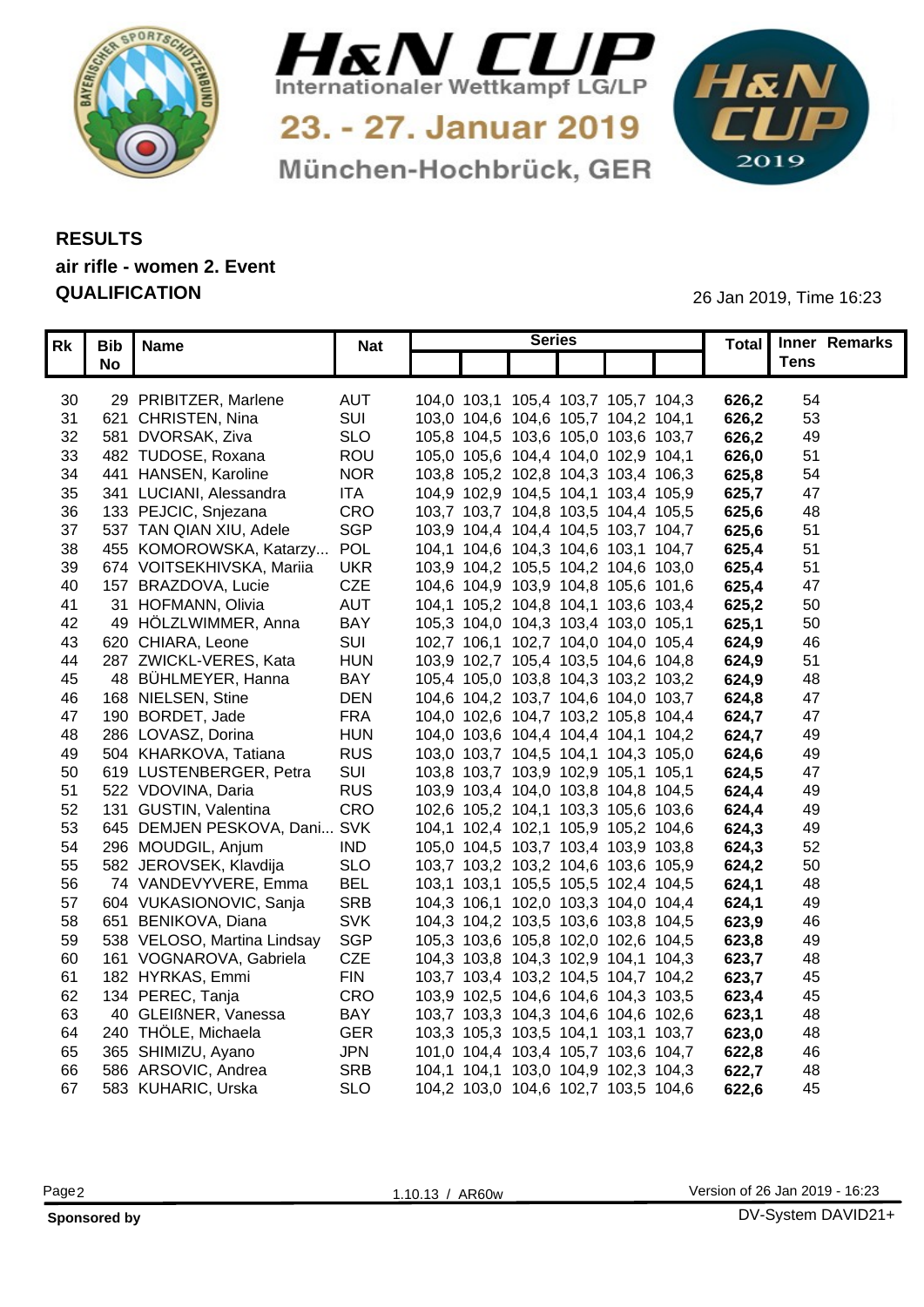# H&N CUP

Internationaler Wettkampf LG/LP

23. - 27. Januar 2019

München-Hochbrück, GER

## RESULTS

**air rifle - women 2. Event**

**QUALIFICATION**

26 Jan 2019, Time 16:23

| Rk | Bib No | Name | Nat | Series | | | | | | Total | Inner Tens | Remarks |
|---|---|---|---|---|---|---|---|---|---|---|---|---|
| 30 | 29 | PRIBITZER, Marlene | AUT | 104,0 | 103,1 | 105,4 | 103,7 | 105,7 | 104,3 | **626,2** | 54 | |
| 31 | 621 | CHRISTEN, Nina | SUI | 103,0 | 104,6 | 104,6 | 105,7 | 104,2 | 104,1 | **626,2** | 53 | |
| 32 | 581 | DVORSAK, Ziva | SLO | 105,8 | 104,5 | 103,6 | 105,0 | 103,6 | 103,7 | **626,2** | 49 | |
| 33 | 482 | TUDOSE, Roxana | ROU | 105,0 | 105,6 | 104,4 | 104,0 | 102,9 | 104,1 | **626,0** | 51 | |
| 34 | 441 | HANSEN, Karoline | NOR | 103,8 | 105,2 | 102,8 | 104,3 | 103,4 | 106,3 | **625,8** | 54 | |
| 35 | 341 | LUCIANI, Alessandra | ITA | 104,9 | 102,9 | 104,5 | 104,1 | 103,4 | 105,9 | **625,7** | 47 | |
| 36 | 133 | PEJCIC, Snjezana | CRO | 103,7 | 103,7 | 104,8 | 103,5 | 104,4 | 105,5 | **625,6** | 48 | |
| 37 | 537 | TAN QIAN XIU, Adele | SGP | 103,9 | 104,4 | 104,4 | 104,5 | 103,7 | 104,7 | **625,6** | 51 | |
| 38 | 455 | KOMOROWSKA, Katarzy... | POL | 104,1 | 104,6 | 104,3 | 104,6 | 103,1 | 104,7 | **625,4** | 51 | |
| 39 | 674 | VOITSEKHIVSKA, Mariia | UKR | 103,9 | 104,2 | 105,5 | 104,2 | 104,6 | 103,0 | **625,4** | 51 | |
| 40 | 157 | BRAZDOVA, Lucie | CZE | 104,6 | 104,9 | 103,9 | 104,8 | 105,6 | 101,6 | **625,4** | 47 | |
| 41 | 31 | HOFMANN, Olivia | AUT | 104,1 | 105,2 | 104,8 | 104,1 | 103,6 | 103,4 | **625,2** | 50 | |
| 42 | 49 | HÖLZLWIMMER, Anna | BAY | 105,3 | 104,0 | 104,3 | 103,4 | 103,0 | 105,1 | **625,1** | 50 | |
| 43 | 620 | CHIARA, Leone | SUI | 102,7 | 106,1 | 102,7 | 104,0 | 104,0 | 105,4 | **624,9** | 46 | |
| 44 | 287 | ZWICKL-VERES, Kata | HUN | 103,9 | 102,7 | 105,4 | 103,5 | 104,6 | 104,8 | **624,9** | 51 | |
| 45 | 48 | BÜHLMEYER, Hanna | BAY | 105,4 | 105,0 | 103,8 | 104,3 | 103,2 | 103,2 | **624,9** | 48 | |
| 46 | 168 | NIELSEN, Stine | DEN | 104,6 | 104,2 | 103,7 | 104,6 | 104,0 | 103,7 | **624,8** | 47 | |
| 47 | 190 | BORDET, Jade | FRA | 104,0 | 102,6 | 104,7 | 103,2 | 105,8 | 104,4 | **624,7** | 47 | |
| 48 | 286 | LOVASZ, Dorina | HUN | 104,0 | 103,6 | 104,4 | 104,4 | 104,1 | 104,2 | **624,7** | 49 | |
| 49 | 504 | KHARKOVA, Tatiana | RUS | 103,0 | 103,7 | 104,5 | 104,1 | 104,3 | 105,0 | **624,6** | 49 | |
| 50 | 619 | LUSTENBERGER, Petra | SUI | 103,8 | 103,7 | 103,9 | 102,9 | 105,1 | 105,1 | **624,5** | 47 | |
| 51 | 522 | VDOVINA, Daria | RUS | 103,9 | 103,4 | 104,0 | 103,8 | 104,8 | 104,5 | **624,4** | 49 | |
| 52 | 131 | GUSTIN, Valentina | CRO | 102,6 | 105,2 | 104,1 | 103,3 | 105,6 | 103,6 | **624,4** | 49 | |
| 53 | 645 | DEMJEN PESKOVA, Dani... | SVK | 104,1 | 102,4 | 102,1 | 105,9 | 105,2 | 104,6 | **624,3** | 49 | |
| 54 | 296 | MOUDGIL, Anjum | IND | 105,0 | 104,5 | 103,7 | 103,4 | 103,9 | 103,8 | **624,3** | 52 | |
| 55 | 582 | JEROVSEK, Klavdija | SLO | 103,7 | 103,2 | 103,2 | 104,6 | 103,6 | 105,9 | **624,2** | 50 | |
| 56 | 74 | VANDEVYVERE, Emma | BEL | 103,1 | 103,1 | 105,5 | 105,5 | 102,4 | 104,5 | **624,1** | 48 | |
| 57 | 604 | VUKASIONOVIC, Sanja | SRB | 104,3 | 106,1 | 102,0 | 103,3 | 104,0 | 104,4 | **624,1** | 49 | |
| 58 | 651 | BENIKOVA, Diana | SVK | 104,3 | 104,2 | 103,5 | 103,6 | 103,8 | 104,5 | **623,9** | 46 | |
| 59 | 538 | VELOSO, Martina Lindsay | SGP | 105,3 | 103,6 | 105,8 | 102,0 | 102,6 | 104,5 | **623,8** | 49 | |
| 60 | 161 | VOGNAROVA, Gabriela | CZE | 104,3 | 103,8 | 104,3 | 102,9 | 104,1 | 104,3 | **623,7** | 48 | |
| 61 | 182 | HYRKAS, Emmi | FIN | 103,7 | 103,4 | 103,2 | 104,5 | 104,7 | 104,2 | **623,7** | 45 | |
| 62 | 134 | PEREC, Tanja | CRO | 103,9 | 102,5 | 104,6 | 104,6 | 104,3 | 103,5 | **623,4** | 45 | |
| 63 | 40 | GLEIßNER, Vanessa | BAY | 103,7 | 103,3 | 104,3 | 104,6 | 104,6 | 102,6 | **623,1** | 48 | |
| 64 | 240 | THÖLE, Michaela | GER | 103,3 | 105,3 | 103,5 | 104,1 | 103,1 | 103,7 | **623,0** | 48 | |
| 65 | 365 | SHIMIZU, Ayano | JPN | 101,0 | 104,4 | 103,4 | 105,7 | 103,6 | 104,7 | **622,8** | 46 | |
| 66 | 586 | ARSOVIC, Andrea | SRB | 104,1 | 104,1 | 103,0 | 104,9 | 102,3 | 104,3 | **622,7** | 48 | |
| 67 | 583 | KUHARIC, Urska | SLO | 104,2 | 103,0 | 104,6 | 102,7 | 103,5 | 104,6 | **622,6** | 45 | |

1.10.13 / AR60w

Version of 26 Jan 2019 - 16:23

**Sponsored by**

DV-System DAVID21+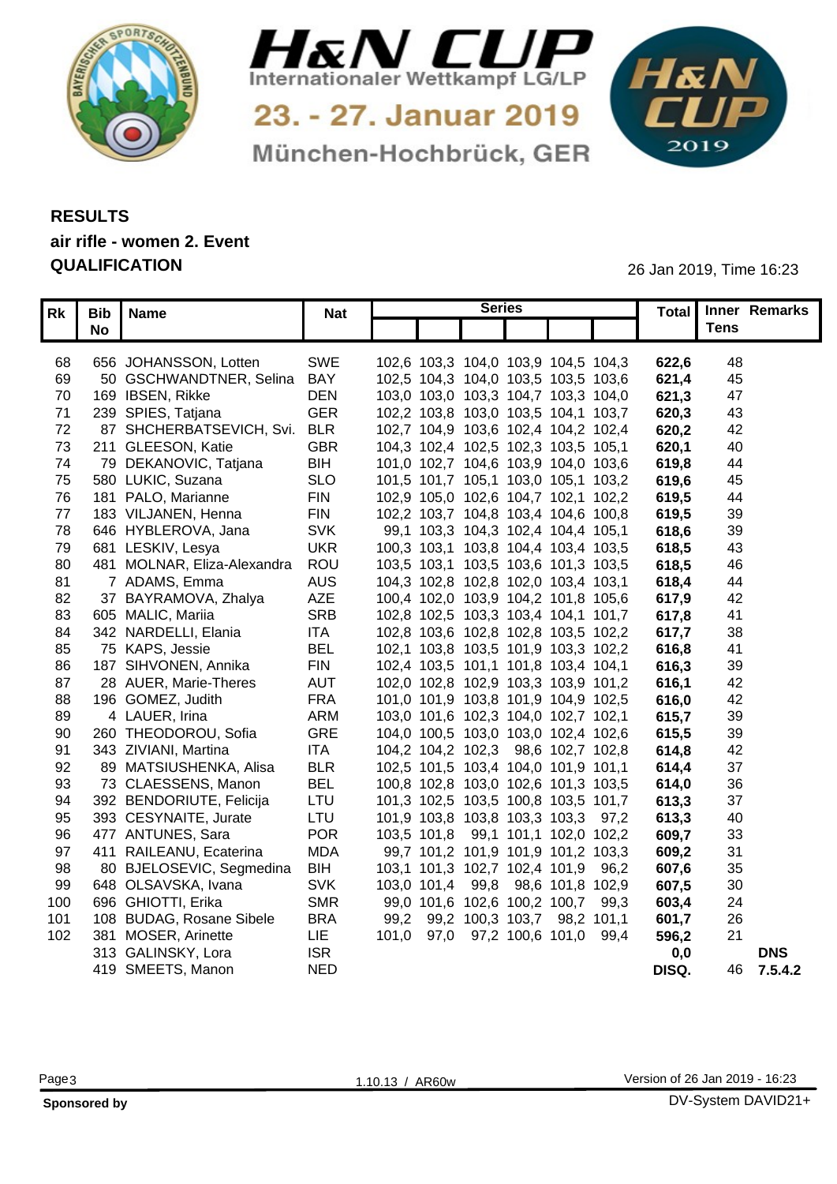# H&N CUP

Internationaler Wettkampf LG/LP

23. - 27. Januar 2019

München-Hochbrück, GER

## RESULTS
## air rifle - women 2. Event
## QUALIFICATION

26 Jan 2019, Time 16:23

| Rk | Bib No | Name | Nat | Series | | | | | | Total | Inner Tens | Remarks |
|---|---|---|---|---|---|---|---|---|---|---|---|---|
| 68 | 656 | JOHANSSON, Lotten | SWE | 102,6 | 103,3 | 104,0 | 103,9 | 104,5 | 104,3 | **622,6** | 48 | |
| 69 | 50 | GSCHWANDTNER, Selina | BAY | 102,5 | 104,3 | 104,0 | 103,5 | 103,5 | 103,6 | **621,4** | 45 | |
| 70 | 169 | IBSEN, Rikke | DEN | 103,0 | 103,0 | 103,3 | 104,7 | 103,3 | 104,0 | **621,3** | 47 | |
| 71 | 239 | SPIES, Tatjana | GER | 102,2 | 103,8 | 103,0 | 103,5 | 104,1 | 103,7 | **620,3** | 43 | |
| 72 | 87 | SHCHERBATSEVICH, Svi. | BLR | 102,7 | 104,9 | 103,6 | 102,4 | 104,2 | 102,4 | **620,2** | 42 | |
| 73 | 211 | GLEESON, Katie | GBR | 104,3 | 102,4 | 102,5 | 102,3 | 103,5 | 105,1 | **620,1** | 40 | |
| 74 | 79 | DEKANOVIC, Tatjana | BIH | 101,0 | 102,7 | 104,6 | 103,9 | 104,0 | 103,6 | **619,8** | 44 | |
| 75 | 580 | LUKIC, Suzana | SLO | 101,5 | 101,7 | 105,1 | 103,0 | 105,1 | 103,2 | **619,6** | 45 | |
| 76 | 181 | PALO, Marianne | FIN | 102,9 | 105,0 | 102,6 | 104,7 | 102,1 | 102,2 | **619,5** | 44 | |
| 77 | 183 | VILJANEN, Henna | FIN | 102,2 | 103,7 | 104,8 | 103,4 | 104,6 | 100,8 | **619,5** | 39 | |
| 78 | 646 | HYBLEROVA, Jana | SVK | 99,1 | 103,3 | 104,3 | 102,4 | 104,4 | 105,1 | **618,6** | 39 | |
| 79 | 681 | LESKIV, Lesya | UKR | 100,3 | 103,1 | 103,8 | 104,4 | 103,4 | 103,5 | **618,5** | 43 | |
| 80 | 481 | MOLNAR, Eliza-Alexandra | ROU | 103,5 | 103,1 | 103,5 | 103,6 | 101,3 | 103,5 | **618,5** | 46 | |
| 81 | 7 | ADAMS, Emma | AUS | 104,3 | 102,8 | 102,8 | 102,0 | 103,4 | 103,1 | **618,4** | 44 | |
| 82 | 37 | BAYRAMOVA, Zhalya | AZE | 100,4 | 102,0 | 103,9 | 104,2 | 101,8 | 105,6 | **617,9** | 42 | |
| 83 | 605 | MALIC, Mariia | SRB | 102,8 | 102,5 | 103,3 | 103,4 | 104,1 | 101,7 | **617,8** | 41 | |
| 84 | 342 | NARDELLI, Elania | ITA | 102,8 | 103,6 | 102,8 | 102,8 | 103,5 | 102,2 | **617,7** | 38 | |
| 85 | 75 | KAPS, Jessie | BEL | 102,1 | 103,8 | 103,5 | 101,9 | 103,3 | 102,2 | **616,8** | 41 | |
| 86 | 187 | SIHVONEN, Annika | FIN | 102,4 | 103,5 | 101,1 | 101,8 | 103,4 | 104,1 | **616,3** | 39 | |
| 87 | 28 | AUER, Marie-Theres | AUT | 102,0 | 102,8 | 102,9 | 103,3 | 103,9 | 101,2 | **616,1** | 42 | |
| 88 | 196 | GOMEZ, Judith | FRA | 101,0 | 101,9 | 103,8 | 101,9 | 104,9 | 102,5 | **616,0** | 42 | |
| 89 | 4 | LAUER, Irina | ARM | 103,0 | 101,6 | 102,3 | 104,0 | 102,7 | 102,1 | **615,7** | 39 | |
| 90 | 260 | THEODOROU, Sofia | GRE | 104,0 | 100,5 | 103,0 | 103,0 | 102,4 | 102,6 | **615,5** | 39 | |
| 91 | 343 | ZIVIANI, Martina | ITA | 104,2 | 104,2 | 102,3 | 98,6 | 102,7 | 102,8 | **614,8** | 42 | |
| 92 | 89 | MATSIUSHENKA, Alisa | BLR | 102,5 | 101,5 | 103,4 | 104,0 | 101,9 | 101,1 | **614,4** | 37 | |
| 93 | 73 | CLAESSENS, Manon | BEL | 100,8 | 102,8 | 103,0 | 102,6 | 101,3 | 103,5 | **614,0** | 36 | |
| 94 | 392 | BENDORIUTE, Felicija | LTU | 101,3 | 102,5 | 103,5 | 100,8 | 103,5 | 101,7 | **613,3** | 37 | |
| 95 | 393 | CESYNAITE, Jurate | LTU | 101,9 | 103,8 | 103,8 | 103,3 | 103,3 | 97,2 | **613,3** | 40 | |
| 96 | 477 | ANTUNES, Sara | POR | 103,5 | 101,8 | 99,1 | 101,1 | 102,0 | 102,2 | **609,7** | 33 | |
| 97 | 411 | RAILEANU, Ecaterina | MDA | 99,7 | 101,2 | 101,9 | 101,9 | 101,2 | 103,3 | **609,2** | 31 | |
| 98 | 80 | BJELOSEVIC, Segmedina | BIH | 103,1 | 101,3 | 102,7 | 102,4 | 101,9 | 96,2 | **607,6** | 35 | |
| 99 | 648 | OLSAVSKA, Ivana | SVK | 103,0 | 101,4 | 99,8 | 98,6 | 101,8 | 102,9 | **607,5** | 30 | |
| 100 | 696 | GHIOTTI, Erika | SMR | 99,0 | 101,6 | 102,6 | 100,2 | 100,7 | 99,3 | **603,4** | 24 | |
| 101 | 108 | BUDAG, Rosane Sibele | BRA | 99,2 | 99,2 | 100,3 | 103,7 | 98,2 | 101,1 | **601,7** | 26 | |
| 102 | 381 | MOSER, Arinette | LIE | 101,0 | 97,0 | 97,2 | 100,6 | 101,0 | 99,4 | **596,2** | 21 | |
| | 313 | GALINSKY, Lora | ISR | | | | | | | **0,0** | | **DNS** |
| | 419 | SMEETS, Manon | NED | | | | | | | **DISQ.** | 46 | **7.5.4.2** |

1.10.13 / AR60w

Version of 26 Jan 2019 - 16:23

**Sponsored by**

DV-System DAVID21+